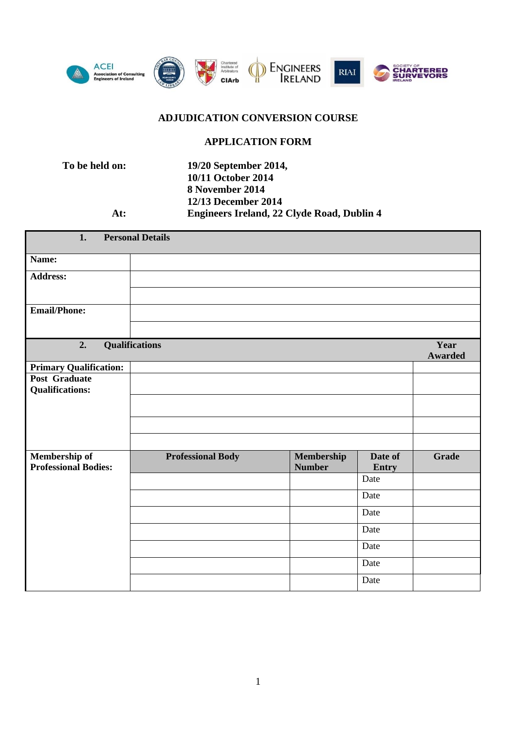ACEI Association of Consulting Engineers of Ireland | The Bar Council | Chartered Institute of Arbitrators CIArb | Engineers Ireland | RIAI | Society of Chartered Surveyors Ireland

# ADJUDICATION CONVERSION COURSE

## APPLICATION FORM

**To be held on:** 19/20 September 2014, 10/11 October 2014, 8 November 2014, 12/13 December 2014

**At:** Engineers Ireland, 22 Clyde Road, Dublin 4

| **1. Personal Details** | |
|---|---|
| **Name:** | |
| **Address:** | |
| | |
| **Email/Phone:** | |
| | |

| **2. Qualifications** | | **Year Awarded** |
|---|---|---|
| **Primary Qualification:** | | |
| **Post Graduate Qualifications:** | | |
| | | |
| | | |
| | | |

| **Membership of Professional Bodies:** | **Professional Body** | **Membership Number** | **Date of Entry** | **Grade** |
|---|---|---|---|---|
| | | | Date | |
| | | | Date | |
| | | | Date | |
| | | | Date | |
| | | | Date | |
| | | | Date | |
| | | | Date | |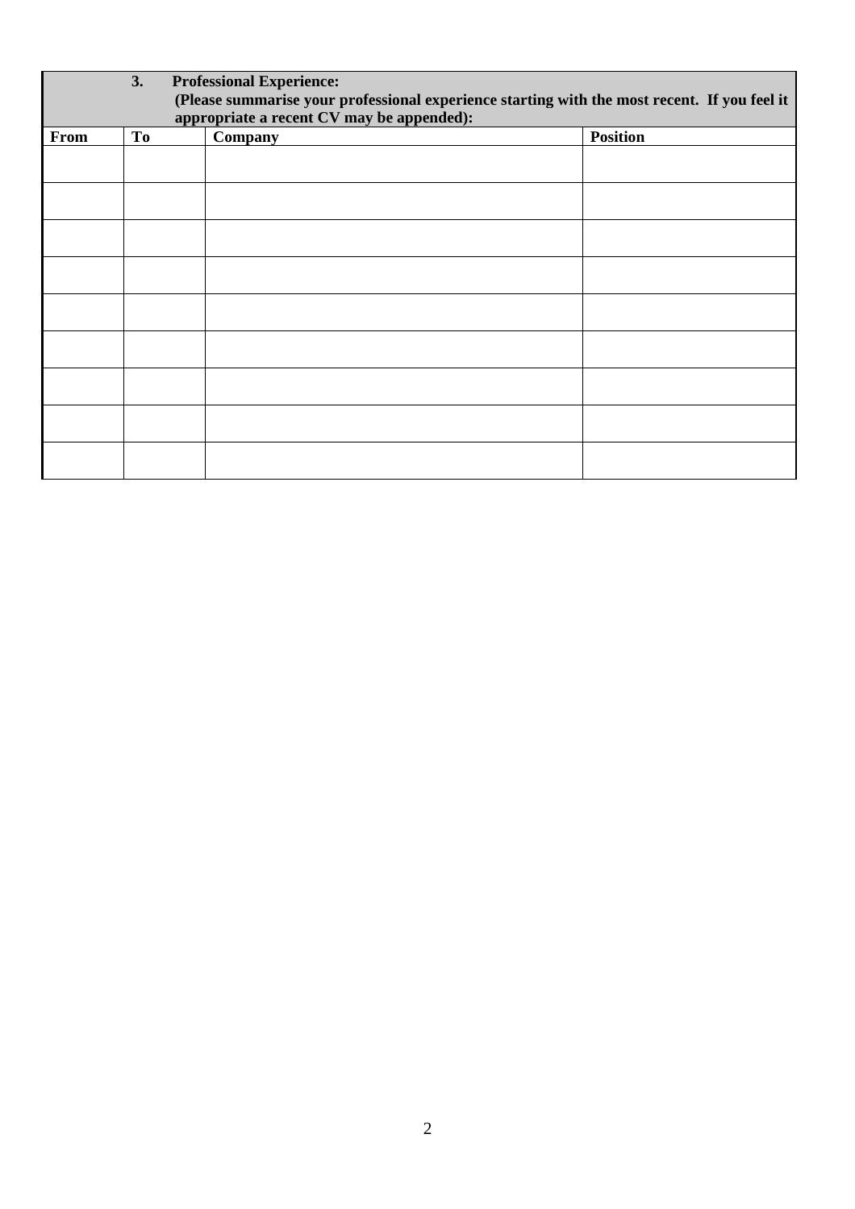**3. Professional Experience:**
**(Please summarise your professional experience starting with the most recent. If you feel it appropriate a recent CV may be appended):**

| From | To | Company | Position |
|---|---|---|---|
| | | | |
| | | | |
| | | | |
| | | | |
| | | | |
| | | | |
| | | | |
| | | | |
| | | | |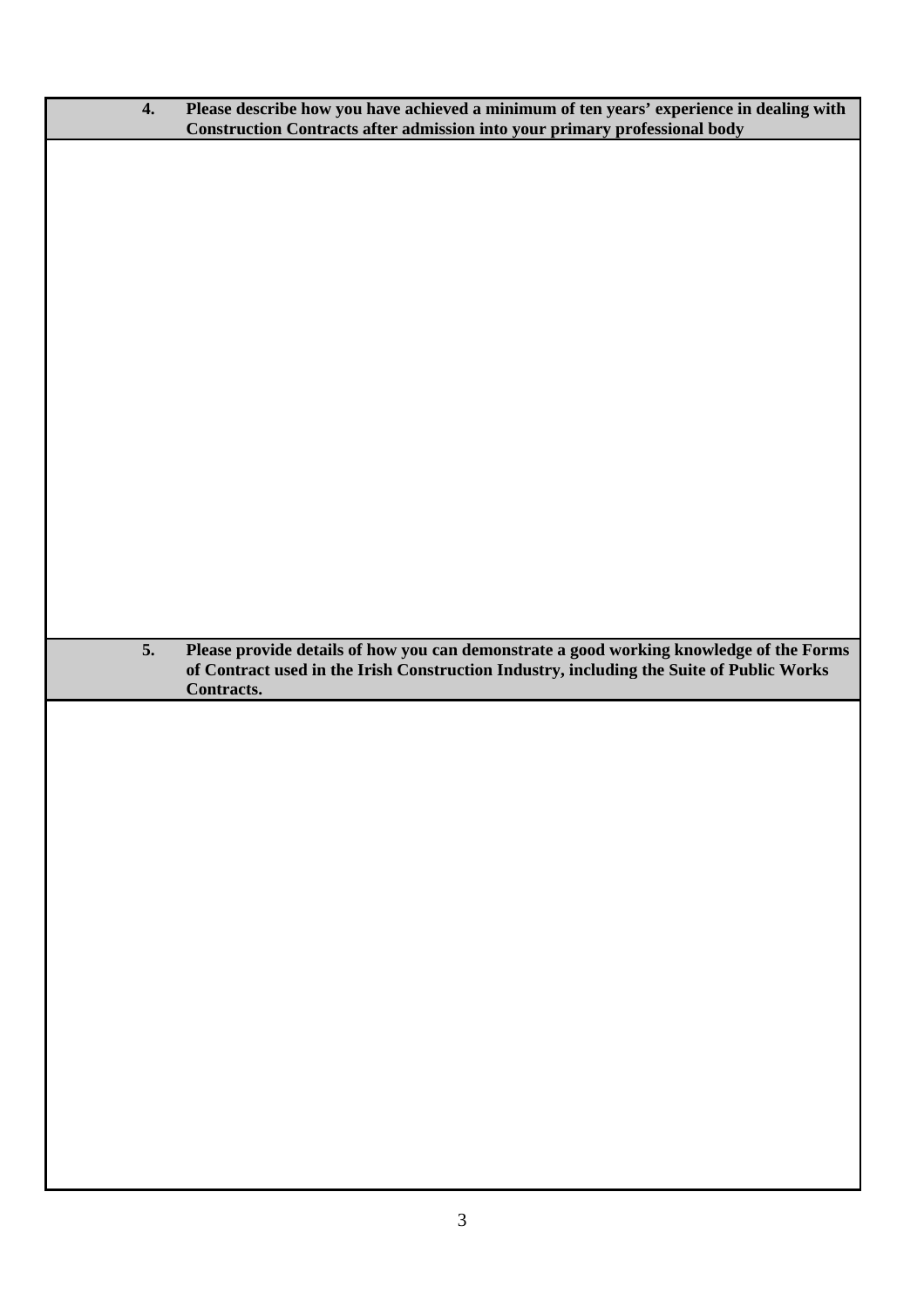| 4. | **Please describe how you have achieved a minimum of ten years' experience in dealing with Construction Contracts after admission into your primary professional body** |
|---|---|
| | |

| 5. | **Please provide details of how you can demonstrate a good working knowledge of the Forms of Contract used in the Irish Construction Industry, including the Suite of Public Works Contracts.** |
|---|---|
| | |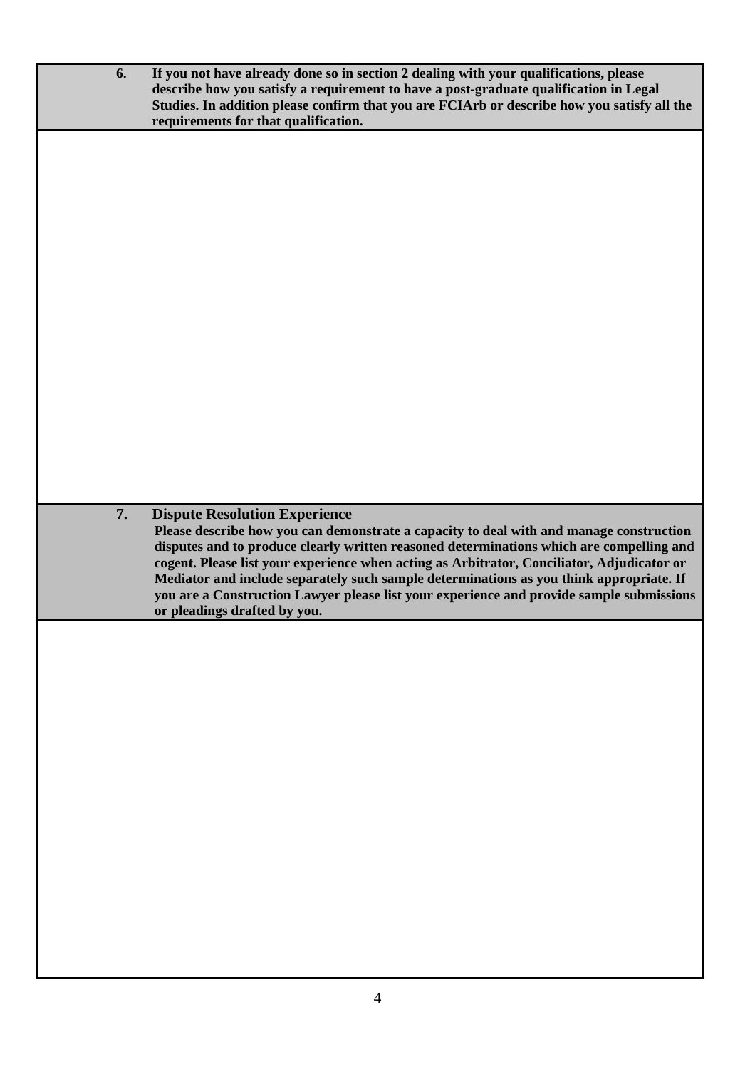**6. If you not have already done so in section 2 dealing with your qualifications, please describe how you satisfy a requirement to have a post-graduate qualification in Legal Studies. In addition please confirm that you are FCIArb or describe how you satisfy all the requirements for that qualification.**

**7. Dispute Resolution Experience**

**Please describe how you can demonstrate a capacity to deal with and manage construction disputes and to produce clearly written reasoned determinations which are compelling and cogent. Please list your experience when acting as Arbitrator, Conciliator, Adjudicator or Mediator and include separately such sample determinations as you think appropriate. If you are a Construction Lawyer please list your experience and provide sample submissions or pleadings drafted by you.**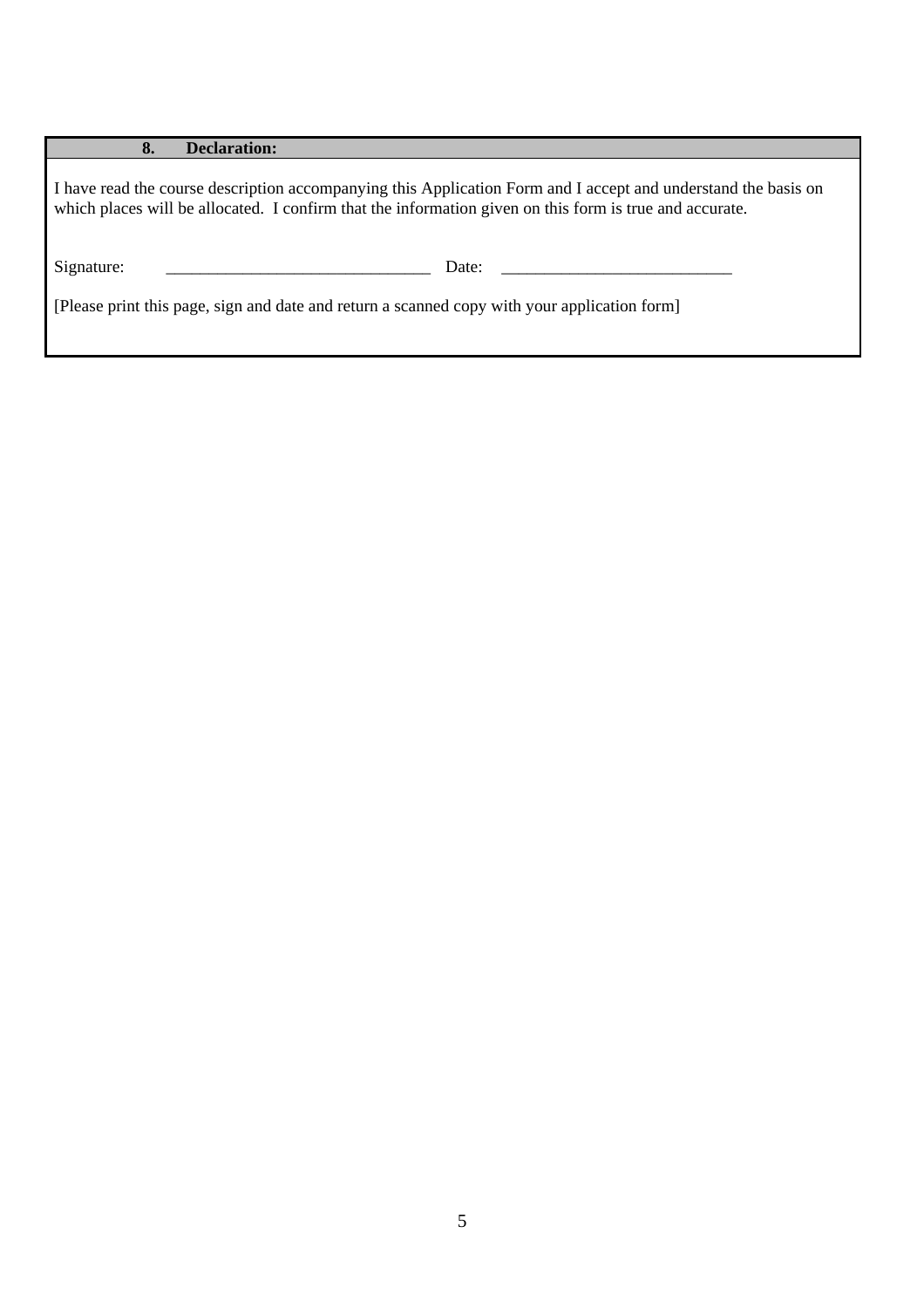## 8. Declaration:

I have read the course description accompanying this Application Form and I accept and understand the basis on which places will be allocated. I confirm that the information given on this form is true and accurate.

Signature: _______________________________ Date: ___________________________

[Please print this page, sign and date and return a scanned copy with your application form]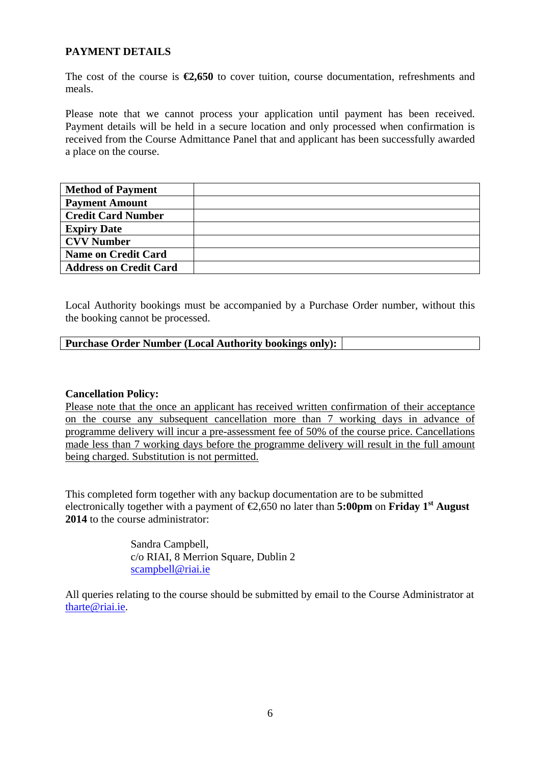## PAYMENT DETAILS

The cost of the course is **€2,650** to cover tuition, course documentation, refreshments and meals.

Please note that we cannot process your application until payment has been received. Payment details will be held in a secure location and only processed when confirmation is received from the Course Admittance Panel that and applicant has been successfully awarded a place on the course.

| | |
|---|---|
| **Method of Payment** | |
| **Payment Amount** | |
| **Credit Card Number** | |
| **Expiry Date** | |
| **CVV Number** | |
| **Name on Credit Card** | |
| **Address on Credit Card** | |

Local Authority bookings must be accompanied by a Purchase Order number, without this the booking cannot be processed.

| | |
|---|---|
| **Purchase Order Number (Local Authority bookings only):** | |

**Cancellation Policy:**

Please note that the once an applicant has received written confirmation of their acceptance on the course any subsequent cancellation more than 7 working days in advance of programme delivery will incur a pre-assessment fee of 50% of the course price. Cancellations made less than 7 working days before the programme delivery will result in the full amount being charged. Substitution is not permitted.

This completed form together with any backup documentation are to be submitted electronically together with a payment of €2,650 no later than **5:00pm** on **Friday 1st August 2014** to the course administrator:

Sandra Campbell,
c/o RIAI, 8 Merrion Square, Dublin 2
scampbell@riai.ie

All queries relating to the course should be submitted by email to the Course Administrator at tharte@riai.ie.